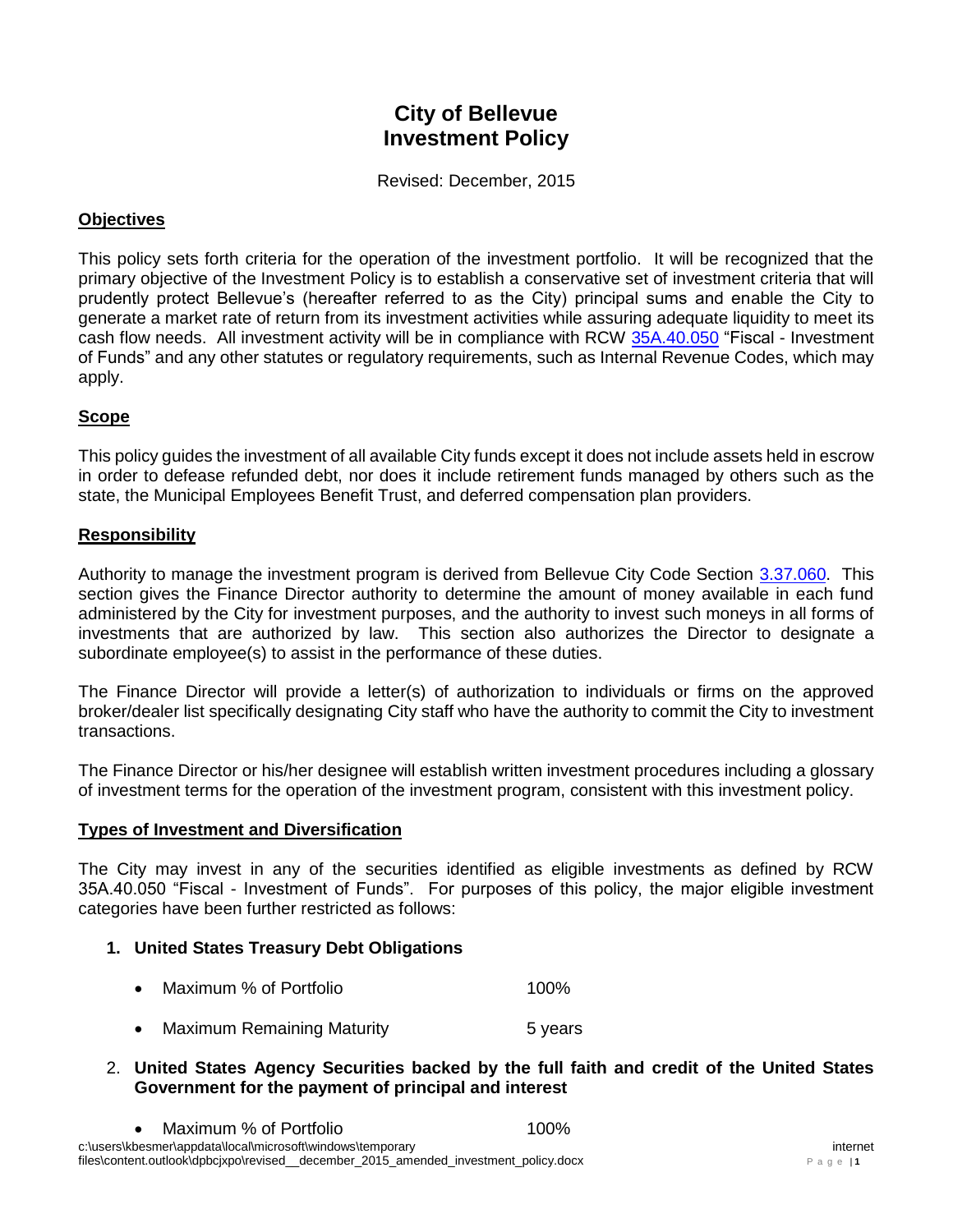# City of Bellevue
# Investment Policy

Revised: December, 2015

## Objectives

This policy sets forth criteria for the operation of the investment portfolio. It will be recognized that the primary objective of the Investment Policy is to establish a conservative set of investment criteria that will prudently protect Bellevue's (hereafter referred to as the City) principal sums and enable the City to generate a market rate of return from its investment activities while assuring adequate liquidity to meet its cash flow needs. All investment activity will be in compliance with RCW 35A.40.050 "Fiscal - Investment of Funds" and any other statutes or regulatory requirements, such as Internal Revenue Codes, which may apply.

## Scope

This policy guides the investment of all available City funds except it does not include assets held in escrow in order to defease refunded debt, nor does it include retirement funds managed by others such as the state, the Municipal Employees Benefit Trust, and deferred compensation plan providers.

## Responsibility

Authority to manage the investment program is derived from Bellevue City Code Section 3.37.060. This section gives the Finance Director authority to determine the amount of money available in each fund administered by the City for investment purposes, and the authority to invest such moneys in all forms of investments that are authorized by law. This section also authorizes the Director to designate a subordinate employee(s) to assist in the performance of these duties.

The Finance Director will provide a letter(s) of authorization to individuals or firms on the approved broker/dealer list specifically designating City staff who have the authority to commit the City to investment transactions.

The Finance Director or his/her designee will establish written investment procedures including a glossary of investment terms for the operation of the investment program, consistent with this investment policy.

## Types of Investment and Diversification

The City may invest in any of the securities identified as eligible investments as defined by RCW 35A.40.050 "Fiscal - Investment of Funds". For purposes of this policy, the major eligible investment categories have been further restricted as follows:

1. **United States Treasury Debt Obligations**
   - Maximum % of Portfolio 100%
   - Maximum Remaining Maturity 5 years

2. **United States Agency Securities backed by the full faith and credit of the United States Government for the payment of principal and interest**
   - Maximum % of Portfolio 100%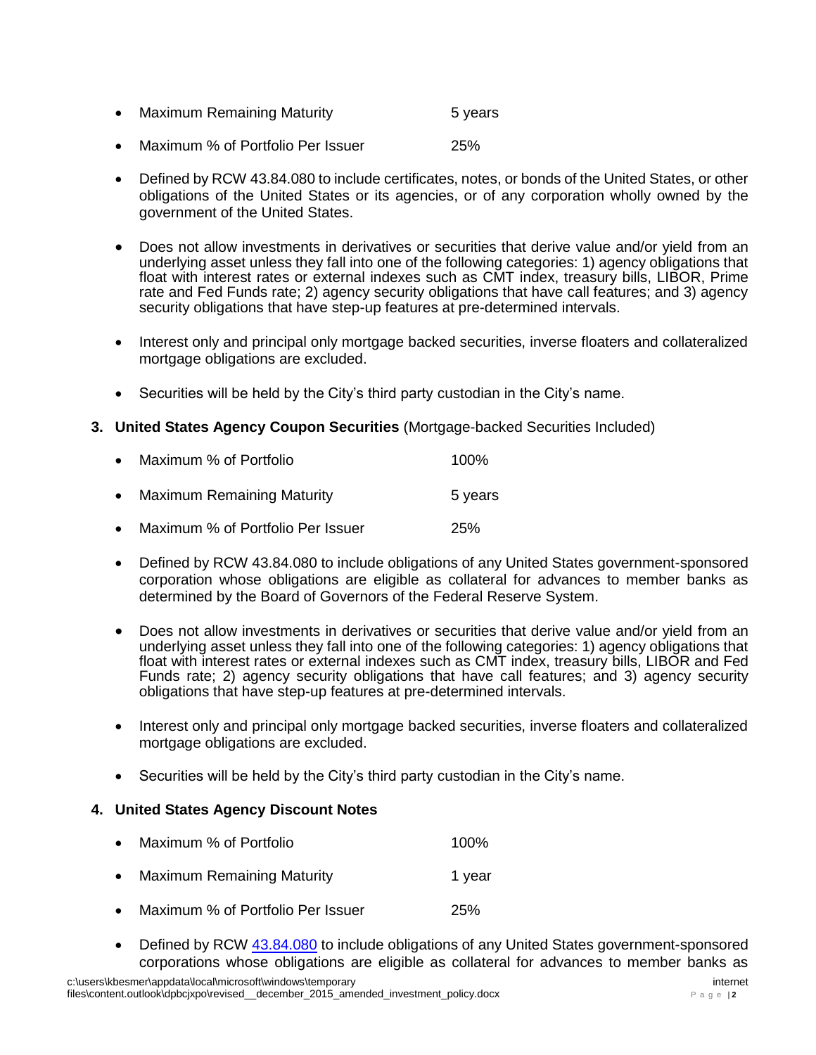- Maximum Remaining Maturity 5 years

- Maximum % of Portfolio Per Issuer 25%

- Defined by RCW 43.84.080 to include certificates, notes, or bonds of the United States, or other obligations of the United States or its agencies, or of any corporation wholly owned by the government of the United States.

- Does not allow investments in derivatives or securities that derive value and/or yield from an underlying asset unless they fall into one of the following categories: 1) agency obligations that float with interest rates or external indexes such as CMT index, treasury bills, LIBOR, Prime rate and Fed Funds rate; 2) agency security obligations that have call features; and 3) agency security obligations that have step-up features at pre-determined intervals.

- Interest only and principal only mortgage backed securities, inverse floaters and collateralized mortgage obligations are excluded.

- Securities will be held by the City's third party custodian in the City's name.

3. **United States Agency Coupon Securities** (Mortgage-backed Securities Included)

   - Maximum % of Portfolio 100%

   - Maximum Remaining Maturity 5 years

   - Maximum % of Portfolio Per Issuer 25%

   - Defined by RCW 43.84.080 to include obligations of any United States government-sponsored corporation whose obligations are eligible as collateral for advances to member banks as determined by the Board of Governors of the Federal Reserve System.

   - Does not allow investments in derivatives or securities that derive value and/or yield from an underlying asset unless they fall into one of the following categories: 1) agency obligations that float with interest rates or external indexes such as CMT index, treasury bills, LIBOR and Fed Funds rate; 2) agency security obligations that have call features; and 3) agency security obligations that have step-up features at pre-determined intervals.

   - Interest only and principal only mortgage backed securities, inverse floaters and collateralized mortgage obligations are excluded.

   - Securities will be held by the City's third party custodian in the City's name.

4. **United States Agency Discount Notes**

   - Maximum % of Portfolio 100%

   - Maximum Remaining Maturity 1 year

   - Maximum % of Portfolio Per Issuer 25%

   - Defined by RCW [43.84.080](43.84.080) to include obligations of any United States government-sponsored corporations whose obligations are eligible as collateral for advances to member banks as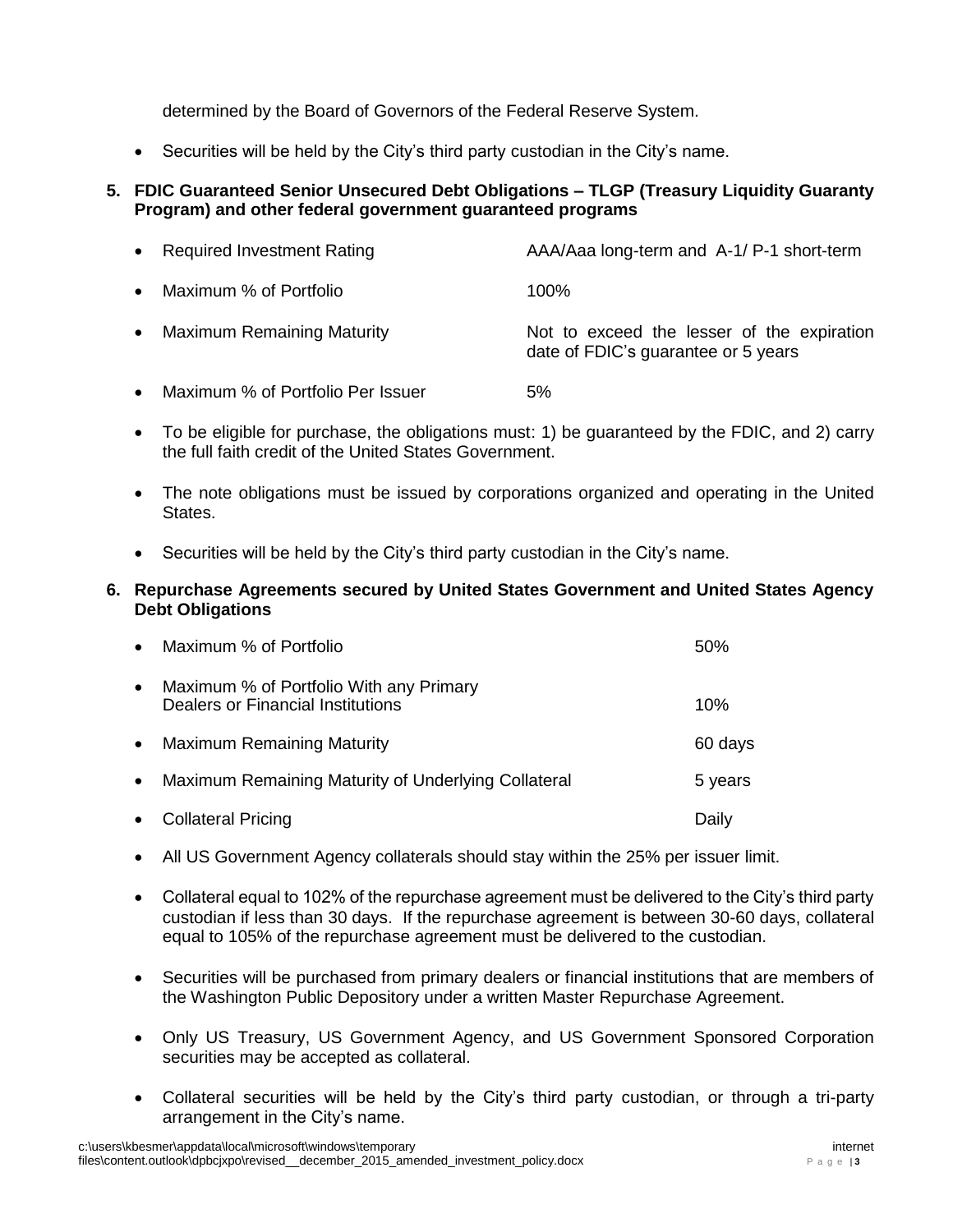determined by the Board of Governors of the Federal Reserve System.

- Securities will be held by the City's third party custodian in the City's name.

**5. FDIC Guaranteed Senior Unsecured Debt Obligations – TLGP (Treasury Liquidity Guaranty Program) and other federal government guaranteed programs**

- Required Investment Rating — AAA/Aaa long-term and A-1/ P-1 short-term
- Maximum % of Portfolio — 100%
- Maximum Remaining Maturity — Not to exceed the lesser of the expiration date of FDIC's guarantee or 5 years
- Maximum % of Portfolio Per Issuer — 5%
- To be eligible for purchase, the obligations must: 1) be guaranteed by the FDIC, and 2) carry the full faith credit of the United States Government.
- The note obligations must be issued by corporations organized and operating in the United States.
- Securities will be held by the City's third party custodian in the City's name.

**6. Repurchase Agreements secured by United States Government and United States Agency Debt Obligations**

- Maximum % of Portfolio — 50%
- Maximum % of Portfolio With any Primary Dealers or Financial Institutions — 10%
- Maximum Remaining Maturity — 60 days
- Maximum Remaining Maturity of Underlying Collateral — 5 years
- Collateral Pricing — Daily
- All US Government Agency collaterals should stay within the 25% per issuer limit.
- Collateral equal to 102% of the repurchase agreement must be delivered to the City's third party custodian if less than 30 days. If the repurchase agreement is between 30-60 days, collateral equal to 105% of the repurchase agreement must be delivered to the custodian.
- Securities will be purchased from primary dealers or financial institutions that are members of the Washington Public Depository under a written Master Repurchase Agreement.
- Only US Treasury, US Government Agency, and US Government Sponsored Corporation securities may be accepted as collateral.
- Collateral securities will be held by the City's third party custodian, or through a tri-party arrangement in the City's name.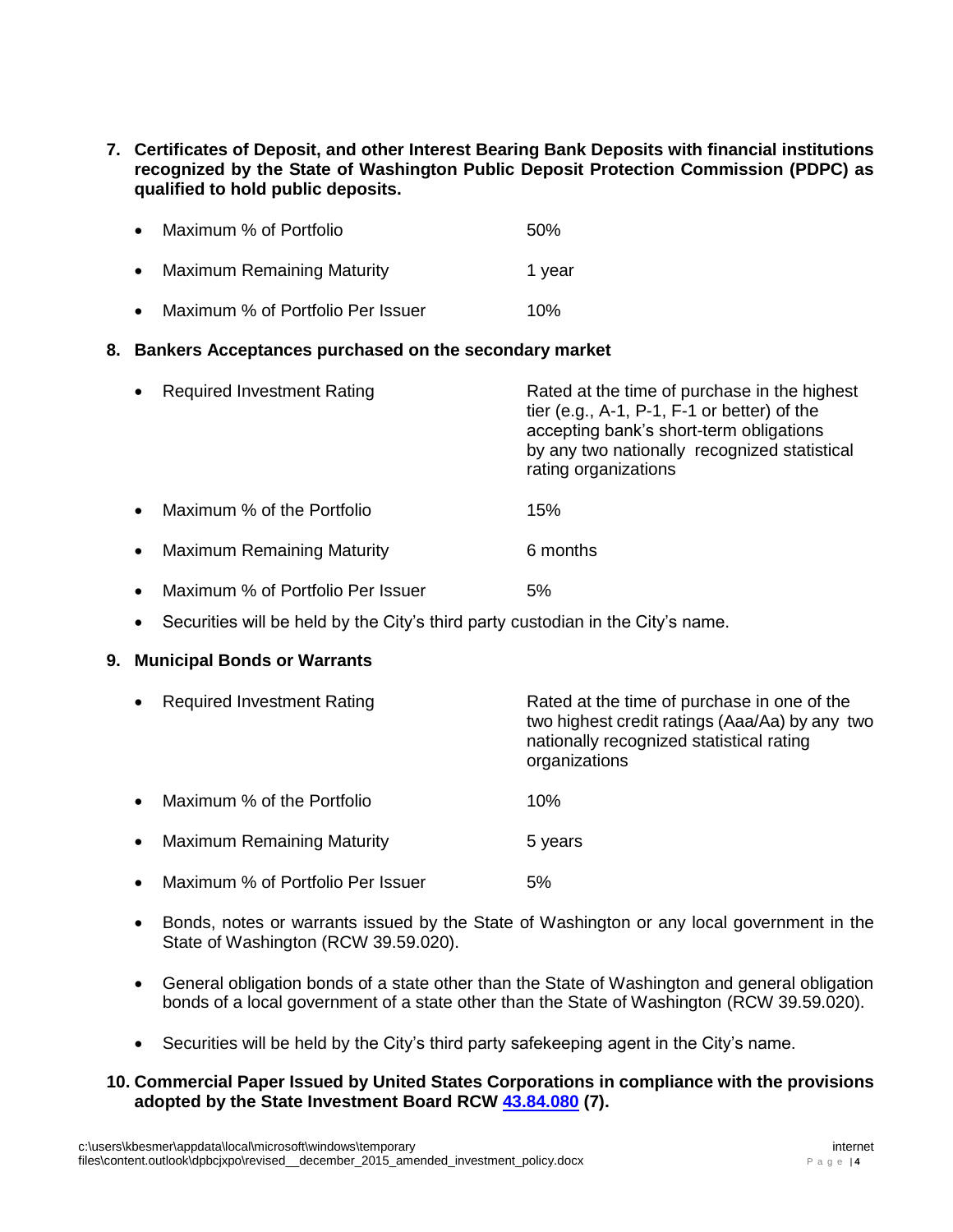**7. Certificates of Deposit, and other Interest Bearing Bank Deposits with financial institutions recognized by the State of Washington Public Deposit Protection Commission (PDPC) as qualified to hold public deposits.**

- Maximum % of Portfolio 50%
- Maximum Remaining Maturity 1 year
- Maximum % of Portfolio Per Issuer 10%

**8. Bankers Acceptances purchased on the secondary market**

- Required Investment Rating Rated at the time of purchase in the highest tier (e.g., A-1, P-1, F-1 or better) of the accepting bank's short-term obligations by any two nationally recognized statistical rating organizations
- Maximum % of the Portfolio 15%
- Maximum Remaining Maturity 6 months
- Maximum % of Portfolio Per Issuer 5%
- Securities will be held by the City's third party custodian in the City's name.

**9. Municipal Bonds or Warrants**

- Required Investment Rating Rated at the time of purchase in one of the two highest credit ratings (Aaa/Aa) by any two nationally recognized statistical rating organizations
- Maximum % of the Portfolio 10%
- Maximum Remaining Maturity 5 years
- Maximum % of Portfolio Per Issuer 5%
- Bonds, notes or warrants issued by the State of Washington or any local government in the State of Washington (RCW 39.59.020).
- General obligation bonds of a state other than the State of Washington and general obligation bonds of a local government of a state other than the State of Washington (RCW 39.59.020).
- Securities will be held by the City's third party safekeeping agent in the City's name.

**10. Commercial Paper Issued by United States Corporations in compliance with the provisions adopted by the State Investment Board RCW 43.84.080 (7).**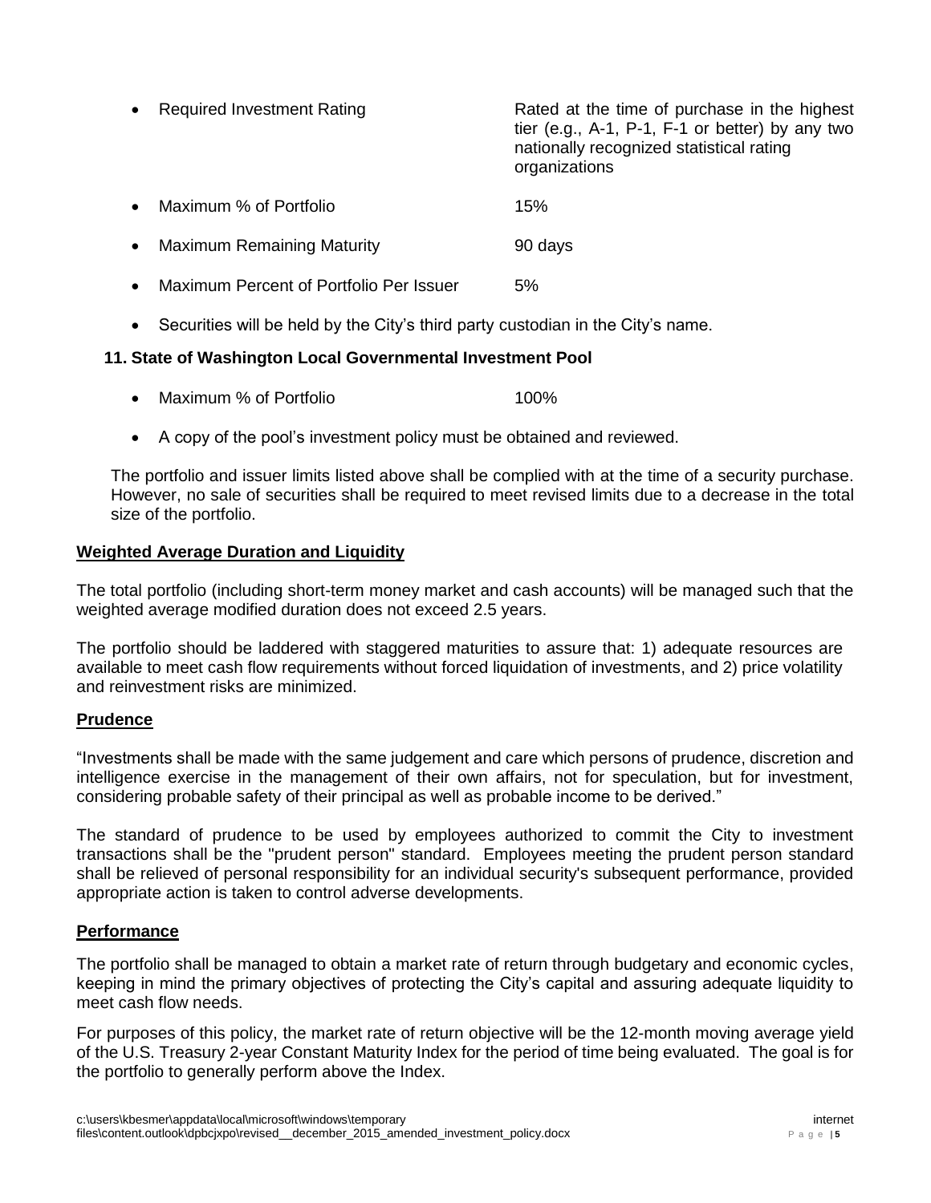- Required Investment Rating — Rated at the time of purchase in the highest tier (e.g., A-1, P-1, F-1 or better) by any two nationally recognized statistical rating organizations
- Maximum % of Portfolio — 15%
- Maximum Remaining Maturity — 90 days
- Maximum Percent of Portfolio Per Issuer — 5%
- Securities will be held by the City's third party custodian in the City's name.

**11. State of Washington Local Governmental Investment Pool**

- Maximum % of Portfolio — 100%
- A copy of the pool's investment policy must be obtained and reviewed.

The portfolio and issuer limits listed above shall be complied with at the time of a security purchase. However, no sale of securities shall be required to meet revised limits due to a decrease in the total size of the portfolio.

## Weighted Average Duration and Liquidity

The total portfolio (including short-term money market and cash accounts) will be managed such that the weighted average modified duration does not exceed 2.5 years.

The portfolio should be laddered with staggered maturities to assure that: 1) adequate resources are available to meet cash flow requirements without forced liquidation of investments, and 2) price volatility and reinvestment risks are minimized.

## Prudence

"Investments shall be made with the same judgement and care which persons of prudence, discretion and intelligence exercise in the management of their own affairs, not for speculation, but for investment, considering probable safety of their principal as well as probable income to be derived."

The standard of prudence to be used by employees authorized to commit the City to investment transactions shall be the "prudent person" standard. Employees meeting the prudent person standard shall be relieved of personal responsibility for an individual security's subsequent performance, provided appropriate action is taken to control adverse developments.

## Performance

The portfolio shall be managed to obtain a market rate of return through budgetary and economic cycles, keeping in mind the primary objectives of protecting the City's capital and assuring adequate liquidity to meet cash flow needs.

For purposes of this policy, the market rate of return objective will be the 12-month moving average yield of the U.S. Treasury 2-year Constant Maturity Index for the period of time being evaluated. The goal is for the portfolio to generally perform above the Index.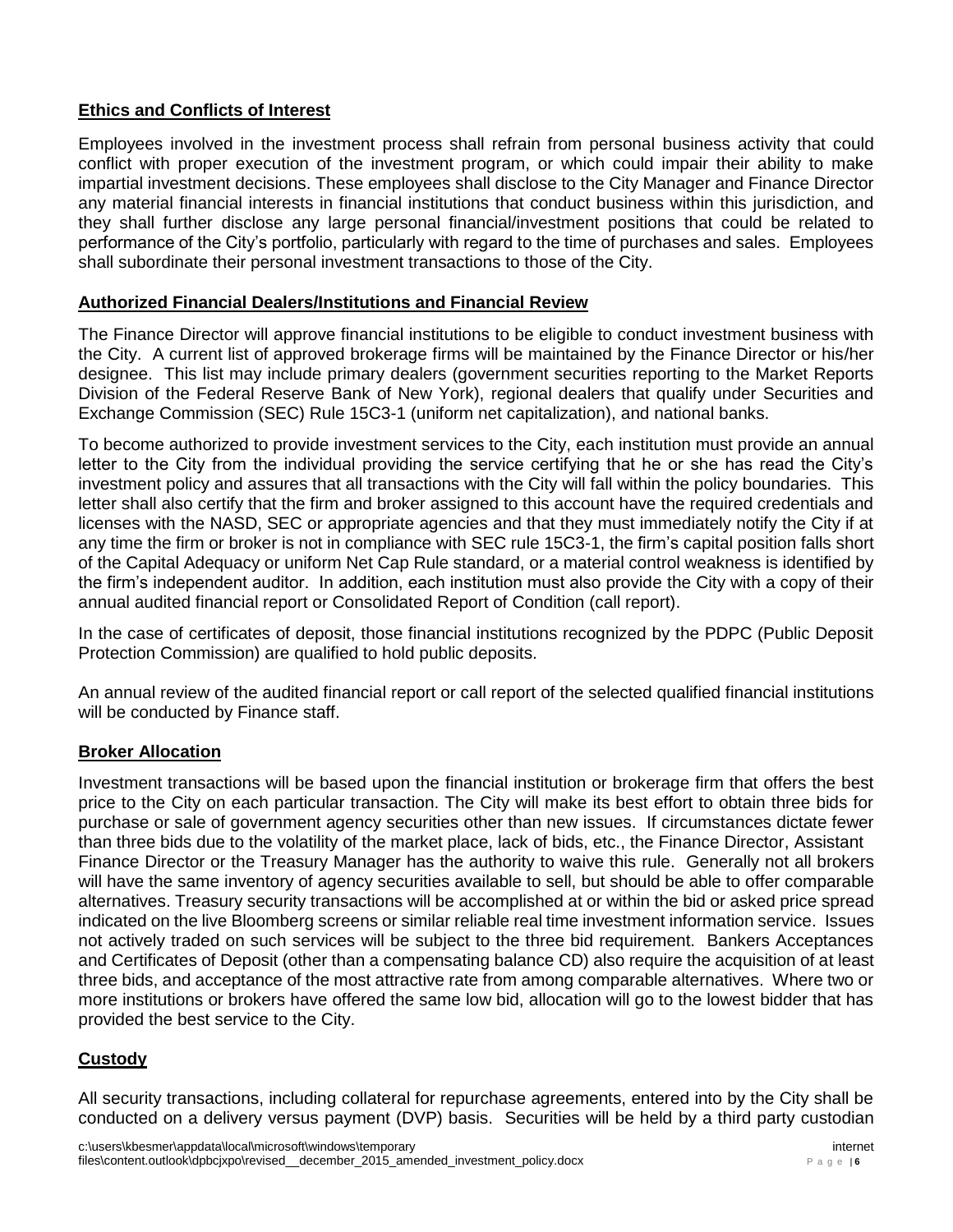## **Ethics and Conflicts of Interest**

Employees involved in the investment process shall refrain from personal business activity that could conflict with proper execution of the investment program, or which could impair their ability to make impartial investment decisions. These employees shall disclose to the City Manager and Finance Director any material financial interests in financial institutions that conduct business within this jurisdiction, and they shall further disclose any large personal financial/investment positions that could be related to performance of the City's portfolio, particularly with regard to the time of purchases and sales. Employees shall subordinate their personal investment transactions to those of the City.

## **Authorized Financial Dealers/Institutions and Financial Review**

The Finance Director will approve financial institutions to be eligible to conduct investment business with the City. A current list of approved brokerage firms will be maintained by the Finance Director or his/her designee. This list may include primary dealers (government securities reporting to the Market Reports Division of the Federal Reserve Bank of New York), regional dealers that qualify under Securities and Exchange Commission (SEC) Rule 15C3-1 (uniform net capitalization), and national banks.

To become authorized to provide investment services to the City, each institution must provide an annual letter to the City from the individual providing the service certifying that he or she has read the City's investment policy and assures that all transactions with the City will fall within the policy boundaries. This letter shall also certify that the firm and broker assigned to this account have the required credentials and licenses with the NASD, SEC or appropriate agencies and that they must immediately notify the City if at any time the firm or broker is not in compliance with SEC rule 15C3-1, the firm's capital position falls short of the Capital Adequacy or uniform Net Cap Rule standard, or a material control weakness is identified by the firm's independent auditor. In addition, each institution must also provide the City with a copy of their annual audited financial report or Consolidated Report of Condition (call report).

In the case of certificates of deposit, those financial institutions recognized by the PDPC (Public Deposit Protection Commission) are qualified to hold public deposits.

An annual review of the audited financial report or call report of the selected qualified financial institutions will be conducted by Finance staff.

## **Broker Allocation**

Investment transactions will be based upon the financial institution or brokerage firm that offers the best price to the City on each particular transaction. The City will make its best effort to obtain three bids for purchase or sale of government agency securities other than new issues. If circumstances dictate fewer than three bids due to the volatility of the market place, lack of bids, etc., the Finance Director, Assistant Finance Director or the Treasury Manager has the authority to waive this rule. Generally not all brokers will have the same inventory of agency securities available to sell, but should be able to offer comparable alternatives. Treasury security transactions will be accomplished at or within the bid or asked price spread indicated on the live Bloomberg screens or similar reliable real time investment information service. Issues not actively traded on such services will be subject to the three bid requirement. Bankers Acceptances and Certificates of Deposit (other than a compensating balance CD) also require the acquisition of at least three bids, and acceptance of the most attractive rate from among comparable alternatives. Where two or more institutions or brokers have offered the same low bid, allocation will go to the lowest bidder that has provided the best service to the City.

## **Custody**

All security transactions, including collateral for repurchase agreements, entered into by the City shall be conducted on a delivery versus payment (DVP) basis. Securities will be held by a third party custodian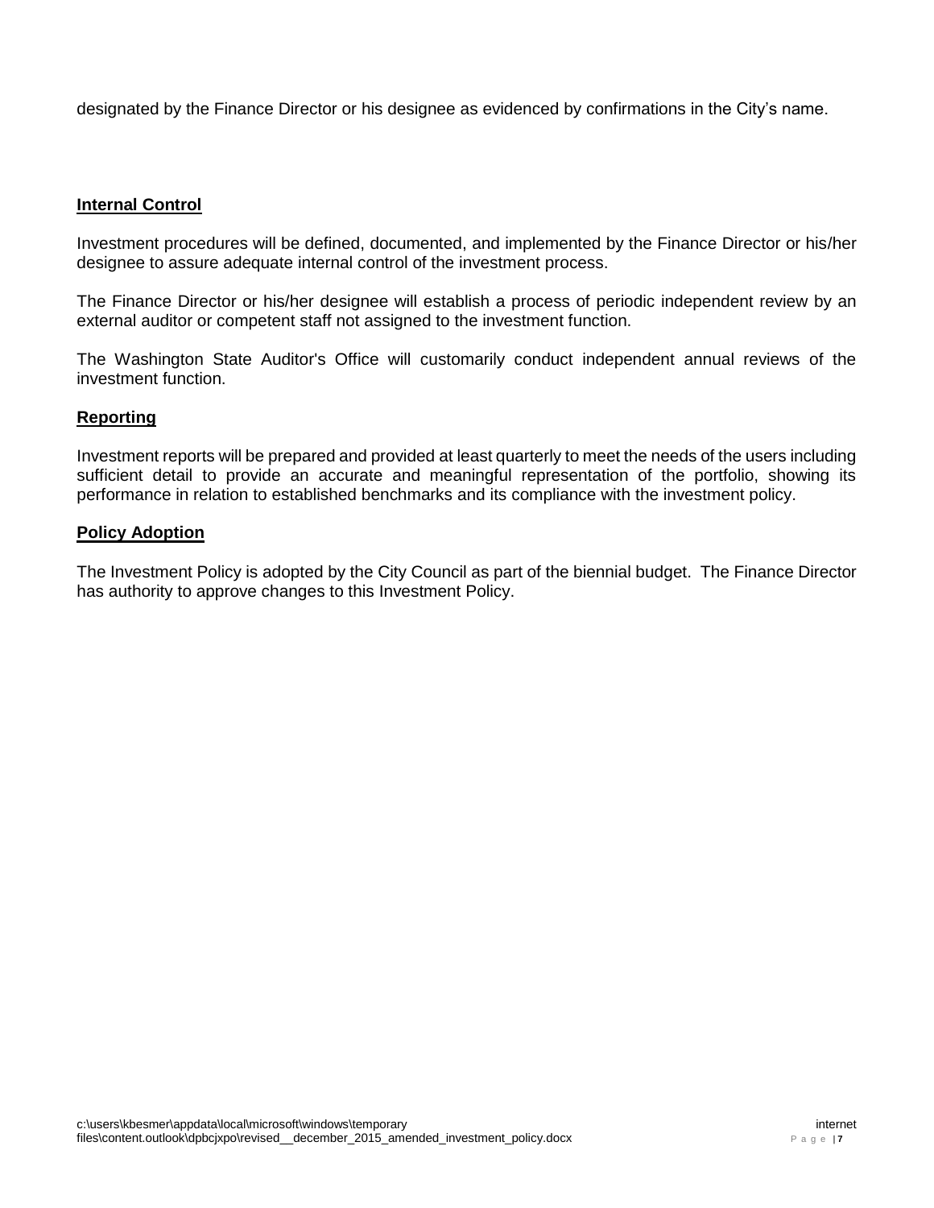designated by the Finance Director or his designee as evidenced by confirmations in the City's name.

**Internal Control**

Investment procedures will be defined, documented, and implemented by the Finance Director or his/her designee to assure adequate internal control of the investment process.

The Finance Director or his/her designee will establish a process of periodic independent review by an external auditor or competent staff not assigned to the investment function.

The Washington State Auditor's Office will customarily conduct independent annual reviews of the investment function.

**Reporting**

Investment reports will be prepared and provided at least quarterly to meet the needs of the users including sufficient detail to provide an accurate and meaningful representation of the portfolio, showing its performance in relation to established benchmarks and its compliance with the investment policy.

**Policy Adoption**

The Investment Policy is adopted by the City Council as part of the biennial budget. The Finance Director has authority to approve changes to this Investment Policy.